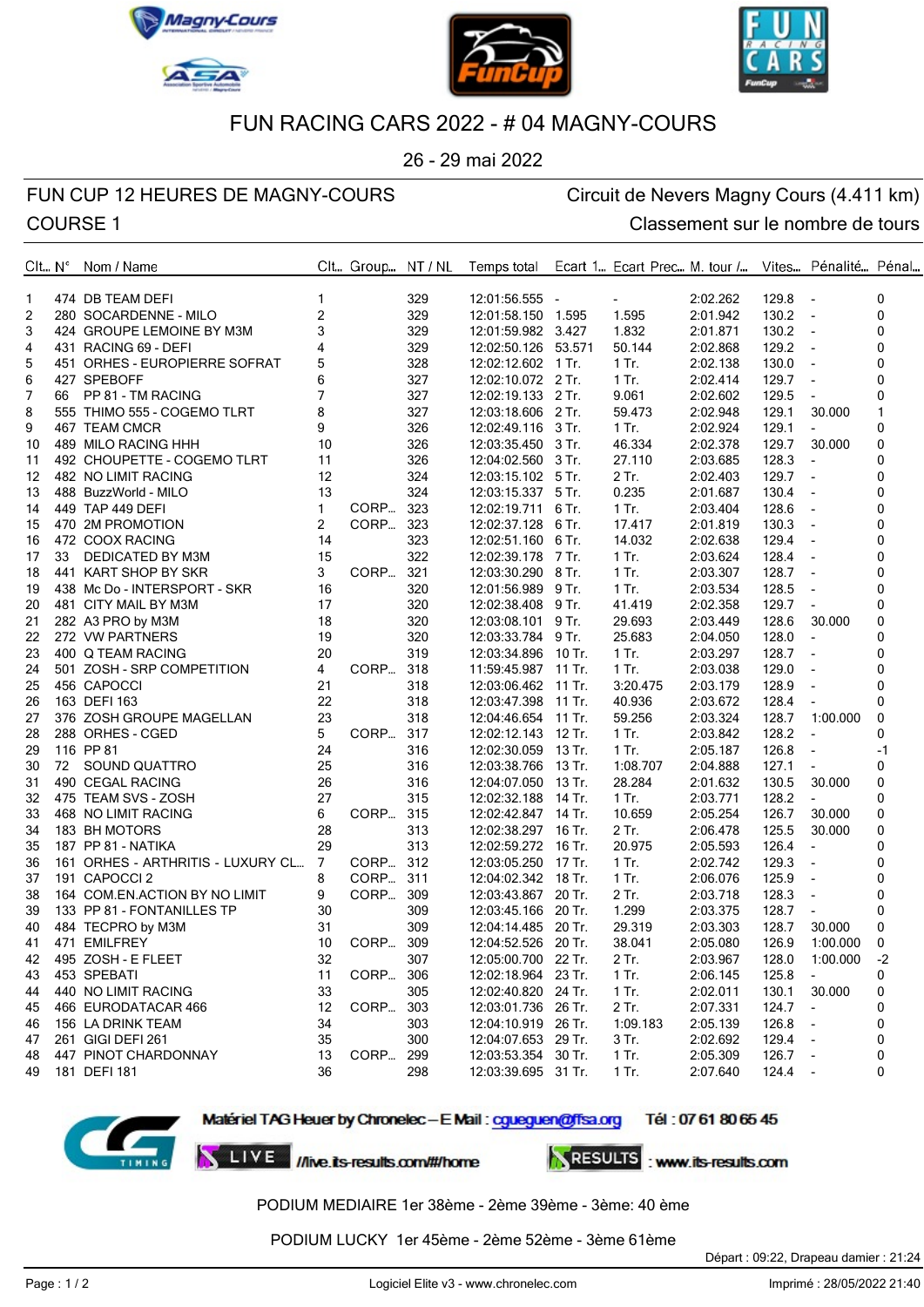# FUN RACING CARS 2022 - # 04 MAGNY-COURS

26 - 29 mai 2022

## FUN CUP 12 HEURES DE MAGNY-COURS

Circuit de Nevers Magny Cours (4.411 km)

## COURSE 1

Classement sur le nombre de tours

| Clt... | N° | Nom / Name | Clt... | Group... | NT / NL | Temps total | Ecart 1... | Ecart Prec... | M. tour /... | Vites... | Pénalité... | Pénal... |
|---|---|---|---|---|---|---|---|---|---|---|---|---|
| 1 | 474 | DB TEAM DEFI | 1 | | 329 | 12:01:56.555 | - | - | 2:02.262 | 129.8 | - | 0 |
| 2 | 280 | SOCARDENNE - MILO | 2 | | 329 | 12:01:58.150 | 1.595 | 1.595 | 2:01.942 | 130.2 | - | 0 |
| 3 | 424 | GROUPE LEMOINE BY M3M | 3 | | 329 | 12:01:59.982 | 3.427 | 1.832 | 2:01.871 | 130.2 | - | 0 |
| 4 | 431 | RACING 69 - DEFI | 4 | | 329 | 12:02:50.126 | 53.571 | 50.144 | 2:02.868 | 129.2 | - | 0 |
| 5 | 451 | ORHES - EUROPIERRE SOFRAT | 5 | | 328 | 12:02:12.602 | 1 Tr. | 1 Tr. | 2:02.138 | 130.0 | - | 0 |
| 6 | 427 | SPEBOFF | 6 | | 327 | 12:02:10.072 | 2 Tr. | 1 Tr. | 2:02.414 | 129.7 | - | 0 |
| 7 | 66 | PP 81 - TM RACING | 7 | | 327 | 12:02:19.133 | 2 Tr. | 9.061 | 2:02.602 | 129.5 | - | 0 |
| 8 | 555 | THIMO 555 - COGEMO TLRT | 8 | | 327 | 12:03:18.606 | 2 Tr. | 59.473 | 2:02.948 | 129.1 | 30.000 | 1 |
| 9 | 467 | TEAM CMCR | 9 | | 326 | 12:02:49.116 | 3 Tr. | 1 Tr. | 2:02.924 | 129.1 | - | 0 |
| 10 | 489 | MILO RACING HHH | 10 | | 326 | 12:03:35.450 | 3 Tr. | 46.334 | 2:02.378 | 129.7 | 30.000 | 0 |
| 11 | 492 | CHOUPETTE - COGEMO TLRT | 11 | | 326 | 12:04:02.560 | 3 Tr. | 27.110 | 2:03.685 | 128.3 | - | 0 |
| 12 | 482 | NO LIMIT RACING | 12 | | 324 | 12:03:15.102 | 5 Tr. | 2 Tr. | 2:02.403 | 129.7 | - | 0 |
| 13 | 488 | BuzzWorld - MILO | 13 | | 324 | 12:03:15.337 | 5 Tr. | 0.235 | 2:01.687 | 130.4 | - | 0 |
| 14 | 449 | TAP 449 DEFI | 1 | CORP... | 323 | 12:02:19.711 | 6 Tr. | 1 Tr. | 2:03.404 | 128.6 | - | 0 |
| 15 | 470 | 2M PROMOTION | 2 | CORP... | 323 | 12:02:37.128 | 6 Tr. | 17.417 | 2:01.819 | 130.3 | - | 0 |
| 16 | 472 | COOX RACING | 14 | | 323 | 12:02:51.160 | 6 Tr. | 14.032 | 2:02.638 | 129.4 | - | 0 |
| 17 | 33 | DEDICATED BY M3M | 15 | | 322 | 12:02:39.178 | 7 Tr. | 1 Tr. | 2:03.624 | 128.4 | - | 0 |
| 18 | 441 | KART SHOP BY SKR | 3 | CORP... | 321 | 12:03:30.290 | 8 Tr. | 1 Tr. | 2:03.307 | 128.7 | - | 0 |
| 19 | 438 | Mc Do - INTERSPORT - SKR | 16 | | 320 | 12:01:56.989 | 9 Tr. | 1 Tr. | 2:03.534 | 128.5 | - | 0 |
| 20 | 481 | CITY MAIL BY M3M | 17 | | 320 | 12:02:38.408 | 9 Tr. | 41.419 | 2:02.358 | 129.7 | - | 0 |
| 21 | 282 | A3 PRO by M3M | 18 | | 320 | 12:03:08.101 | 9 Tr. | 29.693 | 2:03.449 | 128.6 | 30.000 | 0 |
| 22 | 272 | VW PARTNERS | 19 | | 320 | 12:03:33.784 | 9 Tr. | 25.683 | 2:04.050 | 128.0 | - | 0 |
| 23 | 400 | Q TEAM RACING | 20 | | 319 | 12:03:34.896 | 10 Tr. | 1 Tr. | 2:03.297 | 128.7 | - | 0 |
| 24 | 501 | ZOSH - SRP COMPETITION | 4 | CORP... | 318 | 11:59:45.987 | 11 Tr. | 1 Tr. | 2:03.038 | 129.0 | - | 0 |
| 25 | 456 | CAPOCCI | 21 | | 318 | 12:03:06.462 | 11 Tr. | 3:20.475 | 2:03.179 | 128.9 | - | 0 |
| 26 | 163 | DEFI 163 | 22 | | 318 | 12:03:47.398 | 11 Tr. | 40.936 | 2:03.672 | 128.4 | - | 0 |
| 27 | 376 | ZOSH GROUPE MAGELLAN | 23 | | 318 | 12:04:46.654 | 11 Tr. | 59.256 | 2:03.324 | 128.7 | 1:00.000 | 0 |
| 28 | 288 | ORHES - CGED | 5 | CORP... | 317 | 12:02:12.143 | 12 Tr. | 1 Tr. | 2:03.842 | 128.2 | - | 0 |
| 29 | 116 | PP 81 | 24 | | 316 | 12:02:30.059 | 13 Tr. | 1 Tr. | 2:05.187 | 126.8 | - | -1 |
| 30 | 72 | SOUND QUATTRO | 25 | | 316 | 12:03:38.766 | 13 Tr. | 1:08.707 | 2:04.888 | 127.1 | - | 0 |
| 31 | 490 | CEGAL RACING | 26 | | 316 | 12:04:07.050 | 13 Tr. | 28.284 | 2:01.632 | 130.5 | 30.000 | 0 |
| 32 | 475 | TEAM SVS - ZOSH | 27 | | 315 | 12:02:32.188 | 14 Tr. | 1 Tr. | 2:03.771 | 128.2 | - | 0 |
| 33 | 468 | NO LIMIT RACING | 6 | CORP... | 315 | 12:02:42.847 | 14 Tr. | 10.659 | 2:05.254 | 126.7 | 30.000 | 0 |
| 34 | 183 | BH MOTORS | 28 | | 313 | 12:02:38.297 | 16 Tr. | 2 Tr. | 2:06.478 | 125.5 | 30.000 | 0 |
| 35 | 187 | PP 81 - NATIKA | 29 | | 313 | 12:02:59.272 | 16 Tr. | 20.975 | 2:05.593 | 126.4 | - | 0 |
| 36 | 161 | ORHES - ARTHRITIS - LUXURY CL... | 7 | CORP... | 312 | 12:03:05.250 | 17 Tr. | 1 Tr. | 2:02.742 | 129.3 | - | 0 |
| 37 | 191 | CAPOCCI 2 | 8 | CORP... | 311 | 12:04:02.342 | 18 Tr. | 1 Tr. | 2:06.076 | 125.9 | - | 0 |
| 38 | 164 | COM.EN.ACTION BY NO LIMIT | 9 | CORP... | 309 | 12:03:43.867 | 20 Tr. | 2 Tr. | 2:03.718 | 128.3 | - | 0 |
| 39 | 133 | PP 81 - FONTANILLES TP | 30 | | 309 | 12:03:45.166 | 20 Tr. | 1.299 | 2:03.375 | 128.7 | - | 0 |
| 40 | 484 | TECPRO by M3M | 31 | | 309 | 12:04:14.485 | 20 Tr. | 29.319 | 2:03.303 | 128.7 | 30.000 | 0 |
| 41 | 471 | EMILFREY | 10 | CORP... | 309 | 12:04:52.526 | 20 Tr. | 38.041 | 2:05.080 | 126.9 | 1:00.000 | 0 |
| 42 | 495 | ZOSH - E FLEET | 32 | | 307 | 12:05:00.700 | 22 Tr. | 2 Tr. | 2:03.967 | 128.0 | 1:00.000 | -2 |
| 43 | 453 | SPEBATI | 11 | CORP... | 306 | 12:02:18.964 | 23 Tr. | 1 Tr. | 2:06.145 | 125.8 | - | 0 |
| 44 | 440 | NO LIMIT RACING | 33 | | 305 | 12:02:40.820 | 24 Tr. | 1 Tr. | 2:02.011 | 130.1 | 30.000 | 0 |
| 45 | 466 | EURODATACAR 466 | 12 | CORP... | 303 | 12:03:01.736 | 26 Tr. | 2 Tr. | 2:07.331 | 124.7 | - | 0 |
| 46 | 156 | LA DRINK TEAM | 34 | | 303 | 12:04:10.919 | 26 Tr. | 1:09.183 | 2:05.139 | 126.8 | - | 0 |
| 47 | 261 | GIGI DEFI 261 | 35 | | 300 | 12:04:07.653 | 29 Tr. | 3 Tr. | 2:02.692 | 129.4 | - | 0 |
| 48 | 447 | PINOT CHARDONNAY | 13 | CORP... | 299 | 12:03:53.354 | 30 Tr. | 1 Tr. | 2:05.309 | 126.7 | - | 0 |
| 49 | 181 | DEFI 181 | 36 | | 298 | 12:03:39.695 | 31 Tr. | 1 Tr. | 2:07.640 | 124.4 | - | 0 |

Matériel TAG Heuer by Chronelec – E Mail : cgueguen@ffsa.org Tél : 07 61 80 65 45

LIVE : //live.its-results.com/#/home

RESULTS : www.its-results.com

PODIUM MEDIAIRE 1er 38ème - 2ème 39ème - 3ème: 40 ème

PODIUM LUCKY 1er 45ème - 2ème 52ème - 3ème 61ème

Départ : 09:22, Drapeau damier : 21:24

Logiciel Elite v3 - www.chronelec.com

Imprimé : 28/05/2022 21:40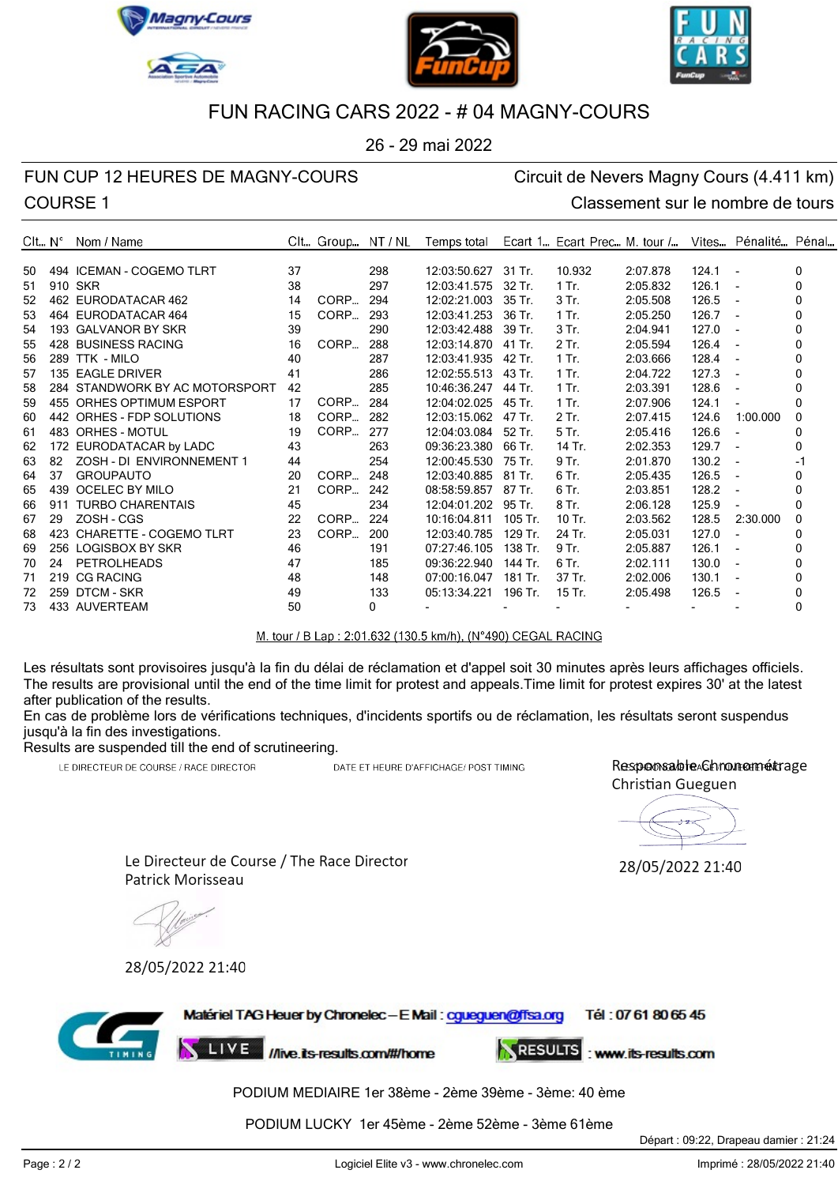# FUN RACING CARS 2022 - # 04 MAGNY-COURS

26 - 29 mai 2022

## FUN CUP 12 HEURES DE MAGNY-COURS

Circuit de Nevers Magny Cours (4.411 km)

## COURSE 1

Classement sur le nombre de tours

| Clt... | N° | Nom / Name | Clt... | Group... | NT / NL | Temps total | Ecart 1... | Ecart Prec... | M. tour /... | Vites... | Pénalité... | Pénal... |
|---|---|---|---|---|---|---|---|---|---|---|---|---|
| 50 | 494 | ICEMAN - COGEMO TLRT | 37 | | 298 | 12:03:50.627 | 31 Tr. | 10.932 | 2:07.878 | 124.1 | - | 0 |
| 51 | 910 | SKR | 38 | | 297 | 12:03:41.575 | 32 Tr. | 1 Tr. | 2:05.832 | 126.1 | - | 0 |
| 52 | 462 | EURODATACAR 462 | 14 | CORP... | 294 | 12:02:21.003 | 35 Tr. | 3 Tr. | 2:05.508 | 126.5 | - | 0 |
| 53 | 464 | EURODATACAR 464 | 15 | CORP... | 293 | 12:03:41.253 | 36 Tr. | 1 Tr. | 2:05.250 | 126.7 | - | 0 |
| 54 | 193 | GALVANOR BY SKR | 39 | | 290 | 12:03:42.488 | 39 Tr. | 3 Tr. | 2:04.941 | 127.0 | - | 0 |
| 55 | 428 | BUSINESS RACING | 16 | CORP... | 288 | 12:03:14.870 | 41 Tr. | 2 Tr. | 2:05.594 | 126.4 | - | 0 |
| 56 | 289 | TTK - MILO | 40 | | 287 | 12:03:41.935 | 42 Tr. | 1 Tr. | 2:03.666 | 128.4 | - | 0 |
| 57 | 135 | EAGLE DRIVER | 41 | | 286 | 12:02:55.513 | 43 Tr. | 1 Tr. | 2:04.722 | 127.3 | - | 0 |
| 58 | 284 | STANDWORK BY AC MOTORSPORT | 42 | | 285 | 10:46:36.247 | 44 Tr. | 1 Tr. | 2:03.391 | 128.6 | - | 0 |
| 59 | 455 | ORHES OPTIMUM ESPORT | 17 | CORP... | 284 | 12:04:02.025 | 45 Tr. | 1 Tr. | 2:07.906 | 124.1 | - | 0 |
| 60 | 442 | ORHES - FDP SOLUTIONS | 18 | CORP... | 282 | 12:03:15.062 | 47 Tr. | 2 Tr. | 2:07.415 | 124.6 | 1:00.000 | 0 |
| 61 | 483 | ORHES - MOTUL | 19 | CORP... | 277 | 12:04:03.084 | 52 Tr. | 5 Tr. | 2:05.416 | 126.6 | - | 0 |
| 62 | 172 | EURODATACAR by LADC | 43 | | 263 | 09:36:23.380 | 66 Tr. | 14 Tr. | 2:02.353 | 129.7 | - | 0 |
| 63 | 82 | ZOSH - DI ENVIRONNEMENT 1 | 44 | | 254 | 12:00:45.530 | 75 Tr. | 9 Tr. | 2:01.870 | 130.2 | - | -1 |
| 64 | 37 | GROUPAUTO | 20 | CORP... | 248 | 12:03:40.885 | 81 Tr. | 6 Tr. | 2:05.435 | 126.5 | - | 0 |
| 65 | 439 | OCELEC BY MILO | 21 | CORP... | 242 | 08:58:59.857 | 87 Tr. | 6 Tr. | 2:03.851 | 128.2 | - | 0 |
| 66 | 911 | TURBO CHARENTAIS | 45 | | 234 | 12:04:01.202 | 95 Tr. | 8 Tr. | 2:06.128 | 125.9 | - | 0 |
| 67 | 29 | ZOSH - CGS | 22 | CORP... | 224 | 10:16:04.811 | 105 Tr. | 10 Tr. | 2:03.562 | 128.5 | 2:30.000 | 0 |
| 68 | 423 | CHARETTE - COGEMO TLRT | 23 | CORP... | 200 | 12:03:40.785 | 129 Tr. | 24 Tr. | 2:05.031 | 127.0 | - | 0 |
| 69 | 256 | LOGISBOX BY SKR | 46 | | 191 | 07:27:46.105 | 138 Tr. | 9 Tr. | 2:05.887 | 126.1 | - | 0 |
| 70 | 24 | PETROLHEADS | 47 | | 185 | 09:36:22.940 | 144 Tr. | 6 Tr. | 2:02.111 | 130.0 | - | 0 |
| 71 | 219 | CG RACING | 48 | | 148 | 07:00:16.047 | 181 Tr. | 37 Tr. | 2:02.006 | 130.1 | - | 0 |
| 72 | 259 | DTCM - SKR | 49 | | 133 | 05:13:34.221 | 196 Tr. | 15 Tr. | 2:05.498 | 126.5 | - | 0 |
| 73 | 433 | AUVERTEAM | 50 | | 0 | - | - | - | - | - | - | 0 |

M. tour / B Lap : 2:01.632 (130.5 km/h), (N°490) CEGAL RACING

Les résultats sont provisoires jusqu'à la fin du délai de réclamation et d'appel soit 30 minutes après leurs affichages officiels.
The results are provisional until the end of the time limit for protest and appeals.Time limit for protest expires 30' at the latest after publication of the results.
En cas de problème lors de vérifications techniques, d'incidents sportifs ou de réclamation, les résultats seront suspendus jusqu'à la fin des investigations.
Results are suspended till the end of scrutineering.

LE DIRECTEUR DE COURSE / RACE DIRECTOR

DATE ET HEURE D'AFFICHAGE/ POST TIMING

Responsable Chronométrage
Christian Gueguen

28/05/2022 21:40

Le Directeur de Course / The Race Director
Patrick Morisseau

28/05/2022 21:40

Matériel TAG Heuer by Chronelec – E Mail : cgueguen@ffsa.org Tél : 07 61 80 65 45

LIVE //live.its-results.com/#/home

RESULTS : www.its-results.com

PODIUM MEDIAIRE 1er 38ème - 2ème 39ème - 3ème: 40 ème

PODIUM LUCKY 1er 45ème - 2ème 52ème - 3ème 61ème

Départ : 09:22, Drapeau damier : 21:24

Logiciel Elite v3 - www.chronelec.com

Imprimé : 28/05/2022 21:40